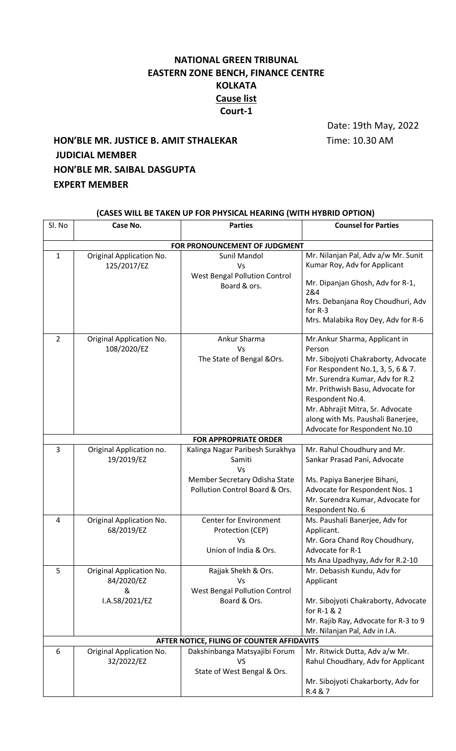# NATIONAL GREEN TRIBUNAL
# EASTERN ZONE BENCH, FINANCE CENTRE
# KOLKATA
## Cause list
## Court-1

Date: 19th May, 2022

**HON'BLE MR. JUSTICE B. AMIT STHALEKAR** Time: 10.30 AM

**JUDICIAL MEMBER**

**HON'BLE MR. SAIBAL DASGUPTA**

**EXPERT MEMBER**

**(CASES WILL BE TAKEN UP FOR PHYSICAL HEARING (WITH HYBRID OPTION)**

| Sl. No | Case No. | Parties | Counsel for Parties |
|---|---|---|---|
| | | **FOR PRONOUNCEMENT OF JUDGMENT** | |
| 1 | Original Application No. 125/2017/EZ | Sunil Mandol<br>Vs<br>West Bengal Pollution Control Board & ors. | Mr. Nilanjan Pal, Adv a/w Mr. Sunit Kumar Roy, Adv for Applicant<br><br>Mr. Dipanjan Ghosh, Adv for R-1, 2&4<br>Mrs. Debanjana Roy Choudhuri, Adv for R-3<br>Mrs. Malabika Roy Dey, Adv for R-6 |
| 2 | Original Application No. 108/2020/EZ | Ankur Sharma<br>Vs<br>The State of Bengal &Ors. | Mr.Ankur Sharma, Applicant in Person<br>Mr. Sibojyoti Chakraborty, Advocate For Respondent No.1, 3, 5, 6 & 7.<br>Mr. Surendra Kumar, Adv for R.2<br>Mr. Prithwish Basu, Advocate for Respondent No.4.<br>Mr. Abhrajit Mitra, Sr. Advocate along with Ms. Paushali Banerjee, Advocate for Respondent No.10 |
| | | **FOR APPROPRIATE ORDER** | |
| 3 | Original Application no. 19/2019/EZ | Kalinga Nagar Paribesh Surakhya Samiti<br>Vs<br>Member Secretary Odisha State Pollution Control Board & Ors. | Mr. Rahul Choudhury and Mr. Sankar Prasad Pani, Advocate<br><br>Ms. Papiya Banerjee Bihani, Advocate for Respondent Nos. 1<br>Mr. Surendra Kumar, Advocate for Respondent No. 6 |
| 4 | Original Application No. 68/2019/EZ | Center for Environment Protection (CEP)<br>Vs<br>Union of India & Ors. | Ms. Paushali Banerjee, Adv for Applicant.<br>Mr. Gora Chand Roy Choudhury, Advocate for R-1<br>Ms Ana Upadhyay, Adv for R.2-10 |
| 5 | Original Application No. 84/2020/EZ<br>&<br>I.A.58/2021/EZ | Rajjak Shekh & Ors.<br>Vs<br>West Bengal Pollution Control Board & Ors. | Mr. Debasish Kundu, Adv for Applicant<br><br>Mr. Sibojyoti Chakraborty, Advocate for R-1 & 2<br>Mr. Rajib Ray, Advocate for R-3 to 9<br>Mr. Nilanjan Pal, Adv in I.A. |
| | | **AFTER NOTICE, FILING OF COUNTER AFFIDAVITS** | |
| 6 | Original Application No. 32/2022/EZ | Dakshinbanga Matsyajibi Forum<br>VS<br>State of West Bengal & Ors. | Mr. Ritwick Dutta, Adv a/w Mr. Rahul Choudhary, Adv for Applicant<br><br>Mr. Sibojyoti Chakarborty, Adv for R.4 & 7 |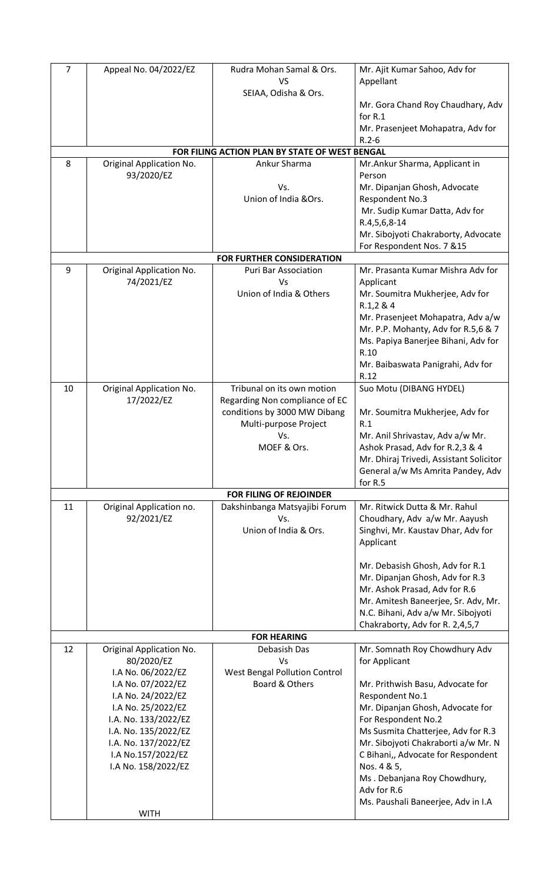| | | | |
|---|---|---|---|
| 7 | Appeal No. 04/2022/EZ | Rudra Mohan Samal & Ors.<br>VS<br>SEIAA, Odisha & Ors. | Mr. Ajit Kumar Sahoo, Adv for Appellant<br><br>Mr. Gora Chand Roy Chaudhary, Adv for R.1<br>Mr. Prasenjeet Mohapatra, Adv for R.2-6 |
| | **FOR FILING ACTION PLAN BY STATE OF WEST BENGAL** | | |
| 8 | Original Application No. 93/2020/EZ | Ankur Sharma<br><br>Vs.<br>Union of India &Ors. | Mr.Ankur Sharma, Applicant in Person<br>Mr. Dipanjan Ghosh, Advocate Respondent No.3<br>Mr. Sudip Kumar Datta, Adv for R.4,5,6,8-14<br>Mr. Sibojyoti Chakraborty, Advocate For Respondent Nos. 7 &15 |
| | **FOR FURTHER CONSIDERATION** | | |
| 9 | Original Application No. 74/2021/EZ | Puri Bar Association<br>Vs<br>Union of India & Others | Mr. Prasanta Kumar Mishra Adv for Applicant<br>Mr. Soumitra Mukherjee, Adv for R.1,2 & 4<br>Mr. Prasenjeet Mohapatra, Adv a/w Mr. P.P. Mohanty, Adv for R.5,6 & 7<br>Ms. Papiya Banerjee Bihani, Adv for R.10<br>Mr. Baibaswata Panigrahi, Adv for R.12 |
| 10 | Original Application No. 17/2022/EZ | Tribunal on its own motion Regarding Non compliance of EC conditions by 3000 MW Dibang Multi-purpose Project<br>Vs.<br>MOEF & Ors. | Suo Motu (DIBANG HYDEL)<br><br>Mr. Soumitra Mukherjee, Adv for R.1<br>Mr. Anil Shrivastav, Adv a/w Mr. Ashok Prasad, Adv for R.2,3 & 4<br>Mr. Dhiraj Trivedi, Assistant Solicitor General a/w Ms Amrita Pandey, Adv for R.5 |
| | **FOR FILING OF REJOINDER** | | |
| 11 | Original Application no. 92/2021/EZ | Dakshinbanga Matsyajibi Forum<br>Vs.<br>Union of India & Ors. | Mr. Ritwick Dutta & Mr. Rahul Choudhary, Adv a/w Mr. Aayush Singhvi, Mr. Kaustav Dhar, Adv for Applicant<br><br>Mr. Debasish Ghosh, Adv for R.1<br>Mr. Dipanjan Ghosh, Adv for R.3<br>Mr. Ashok Prasad, Adv for R.6<br>Mr. Amitesh Baneerjee, Sr. Adv, Mr. N.C. Bihani, Adv a/w Mr. Sibojyoti Chakraborty, Adv for R. 2,4,5,7 |
| | **FOR HEARING** | | |
| 12 | Original Application No. 80/2020/EZ<br>I.A No. 06/2022/EZ<br>I.A No. 07/2022/EZ<br>I.A No. 24/2022/EZ<br>I.A No. 25/2022/EZ<br>I.A. No. 133/2022/EZ<br>I.A. No. 135/2022/EZ<br>I.A. No. 137/2022/EZ<br>I.A No.157/2022/EZ<br>I.A No. 158/2022/EZ<br><br>WITH | Debasish Das<br>Vs<br>West Bengal Pollution Control Board & Others | Mr. Somnath Roy Chowdhury Adv for Applicant<br><br>Mr. Prithwish Basu, Advocate for Respondent No.1<br>Mr. Dipanjan Ghosh, Advocate for For Respondent No.2<br>Ms Susmita Chatterjee, Adv for R.3<br>Mr. Sibojyoti Chakraborti a/w Mr. N C Bihani,, Advocate for Respondent Nos. 4 & 5,<br>Ms . Debanjana Roy Chowdhury, Adv for R.6<br>Ms. Paushali Baneerjee, Adv in I.A |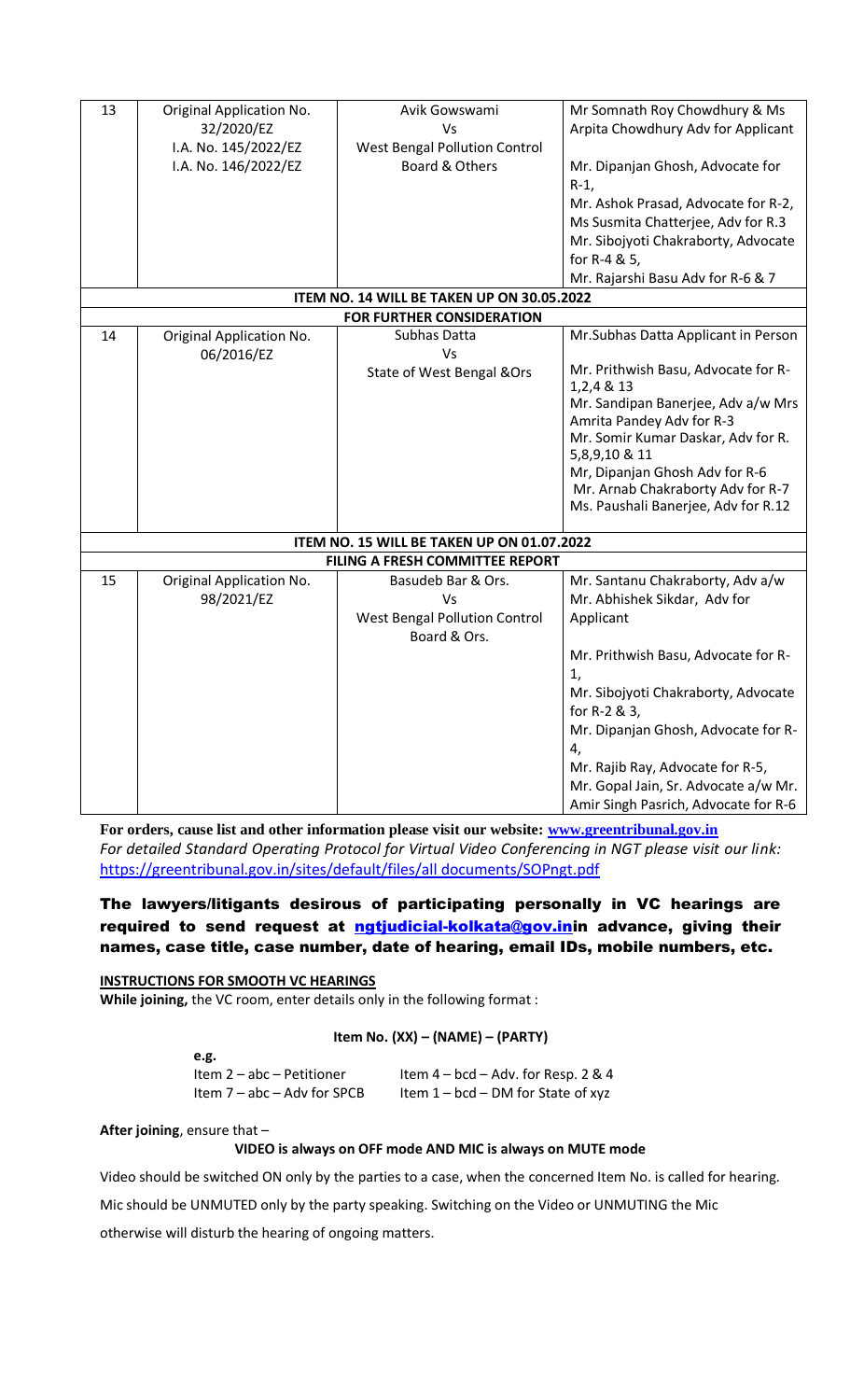| | | | |
|---|---|---|---|
| 13 | Original Application No. 32/2020/EZ<br>I.A. No. 145/2022/EZ<br>I.A. No. 146/2022/EZ | Avik Gowswami<br>Vs<br>West Bengal Pollution Control Board & Others | Mr Somnath Roy Chowdhury & Ms Arpita Chowdhury Adv for Applicant<br><br>Mr. Dipanjan Ghosh, Advocate for R-1,<br>Mr. Ashok Prasad, Advocate for R-2,<br>Ms Susmita Chatterjee, Adv for R.3<br>Mr. Sibojyoti Chakraborty, Advocate for R-4 & 5,<br>Mr. Rajarshi Basu Adv for R-6 & 7 |
| **ITEM NO. 14 WILL BE TAKEN UP ON 30.05.2022** | | | |
| **FOR FURTHER CONSIDERATION** | | | |
| 14 | Original Application No. 06/2016/EZ | Subhas Datta<br>Vs<br>State of West Bengal &Ors | Mr.Subhas Datta Applicant in Person<br><br>Mr. Prithwish Basu, Advocate for R-1,2,4 & 13<br>Mr. Sandipan Banerjee, Adv a/w Mrs Amrita Pandey Adv for R-3<br>Mr. Somir Kumar Daskar, Adv for R. 5,8,9,10 & 11<br>Mr, Dipanjan Ghosh Adv for R-6<br>Mr. Arnab Chakraborty Adv for R-7<br>Ms. Paushali Banerjee, Adv for R.12 |
| **ITEM NO. 15 WILL BE TAKEN UP ON 01.07.2022** | | | |
| **FILING A FRESH COMMITTEE REPORT** | | | |
| 15 | Original Application No. 98/2021/EZ | Basudeb Bar & Ors.<br>Vs<br>West Bengal Pollution Control Board & Ors. | Mr. Santanu Chakraborty, Adv a/w Mr. Abhishek Sikdar, Adv for Applicant<br><br>Mr. Prithwish Basu, Advocate for R-1,<br>Mr. Sibojyoti Chakraborty, Advocate for R-2 & 3,<br>Mr. Dipanjan Ghosh, Advocate for R-4,<br>Mr. Rajib Ray, Advocate for R-5,<br>Mr. Gopal Jain, Sr. Advocate a/w Mr. Amir Singh Pasrich, Advocate for R-6 |

**For orders, cause list and other information please visit our website: www.greentribunal.gov.in**

*For detailed Standard Operating Protocol for Virtual Video Conferencing in NGT please visit our link:* https://greentribunal.gov.in/sites/default/files/all documents/SOPngt.pdf

**The lawyers/litigants desirous of participating personally in VC hearings are required to send request at ngtjudicial-kolkata@gov.inin advance, giving their names, case title, case number, date of hearing, email IDs, mobile numbers, etc.**

**INSTRUCTIONS FOR SMOOTH VC HEARINGS**

**While joining,** the VC room, enter details only in the following format :

**Item No. (XX) – (NAME) – (PARTY)**

**e.g.**

Item 2 – abc – Petitioner — Item 4 – bcd – Adv. for Resp. 2 & 4

Item 7 – abc – Adv for SPCB — Item 1 – bcd – DM for State of xyz

**After joining**, ensure that –

**VIDEO is always on OFF mode AND MIC is always on MUTE mode**

Video should be switched ON only by the parties to a case, when the concerned Item No. is called for hearing.

Mic should be UNMUTED only by the party speaking. Switching on the Video or UNMUTING the Mic otherwise will disturb the hearing of ongoing matters.